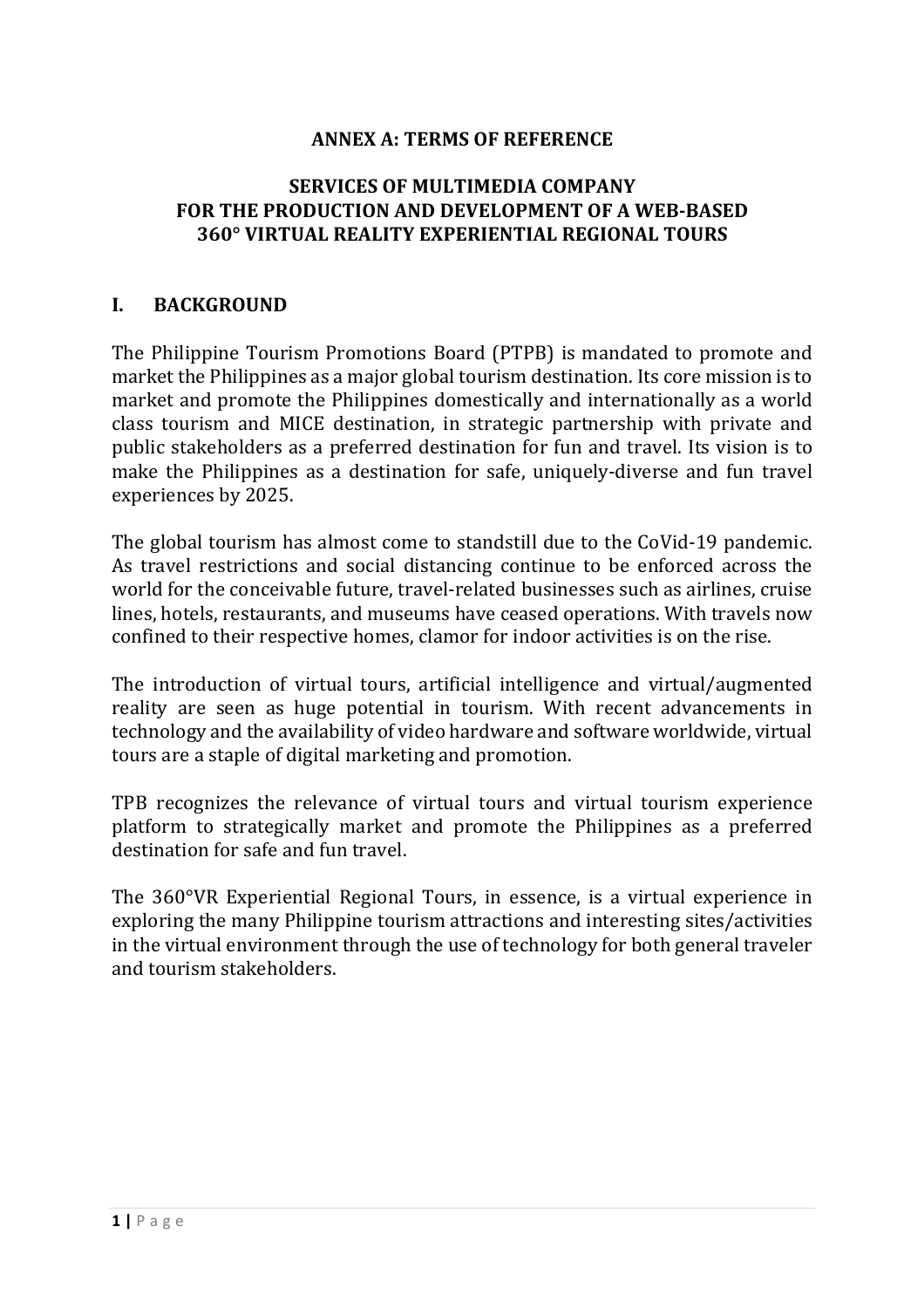**ANNEX A: TERMS OF REFERENCE**

# SERVICES OF MULTIMEDIA COMPANY FOR THE PRODUCTION AND DEVELOPMENT OF A WEB-BASED 360° VIRTUAL REALITY EXPERIENTIAL REGIONAL TOURS

## I. BACKGROUND

The Philippine Tourism Promotions Board (PTPB) is mandated to promote and market the Philippines as a major global tourism destination. Its core mission is to market and promote the Philippines domestically and internationally as a world class tourism and MICE destination, in strategic partnership with private and public stakeholders as a preferred destination for fun and travel. Its vision is to make the Philippines as a destination for safe, uniquely-diverse and fun travel experiences by 2025.

The global tourism has almost come to standstill due to the CoVid-19 pandemic. As travel restrictions and social distancing continue to be enforced across the world for the conceivable future, travel-related businesses such as airlines, cruise lines, hotels, restaurants, and museums have ceased operations. With travels now confined to their respective homes, clamor for indoor activities is on the rise.

The introduction of virtual tours, artificial intelligence and virtual/augmented reality are seen as huge potential in tourism. With recent advancements in technology and the availability of video hardware and software worldwide, virtual tours are a staple of digital marketing and promotion.

TPB recognizes the relevance of virtual tours and virtual tourism experience platform to strategically market and promote the Philippines as a preferred destination for safe and fun travel.

The 360°VR Experiential Regional Tours, in essence, is a virtual experience in exploring the many Philippine tourism attractions and interesting sites/activities in the virtual environment through the use of technology for both general traveler and tourism stakeholders.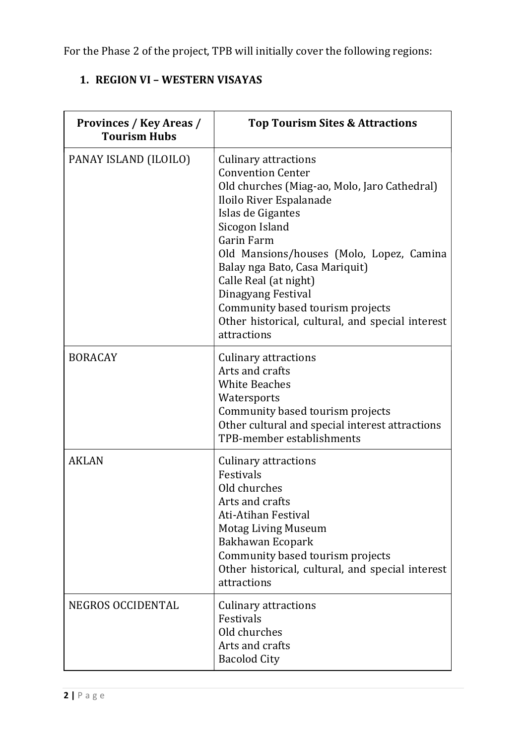For the Phase 2 of the project, TPB will initially cover the following regions:

1. **REGION VI – WESTERN VISAYAS**

| Provinces / Key Areas / Tourism Hubs | Top Tourism Sites & Attractions |
|---|---|
| PANAY ISLAND (ILOILO) | Culinary attractions<br>Convention Center<br>Old churches (Miag-ao, Molo, Jaro Cathedral)<br>Iloilo River Espalanade<br>Islas de Gigantes<br>Sicogon Island<br>Garin Farm<br>Old Mansions/houses (Molo, Lopez, Camina Balay nga Bato, Casa Mariquit)<br>Calle Real (at night)<br>Dinagyang Festival<br>Community based tourism projects<br>Other historical, cultural, and special interest attractions |
| BORACAY | Culinary attractions<br>Arts and crafts<br>White Beaches<br>Watersports<br>Community based tourism projects<br>Other cultural and special interest attractions<br>TPB-member establishments |
| AKLAN | Culinary attractions<br>Festivals<br>Old churches<br>Arts and crafts<br>Ati-Atihan Festival<br>Motag Living Museum<br>Bakhawan Ecopark<br>Community based tourism projects<br>Other historical, cultural, and special interest attractions |
| NEGROS OCCIDENTAL | Culinary attractions<br>Festivals<br>Old churches<br>Arts and crafts<br>Bacolod City |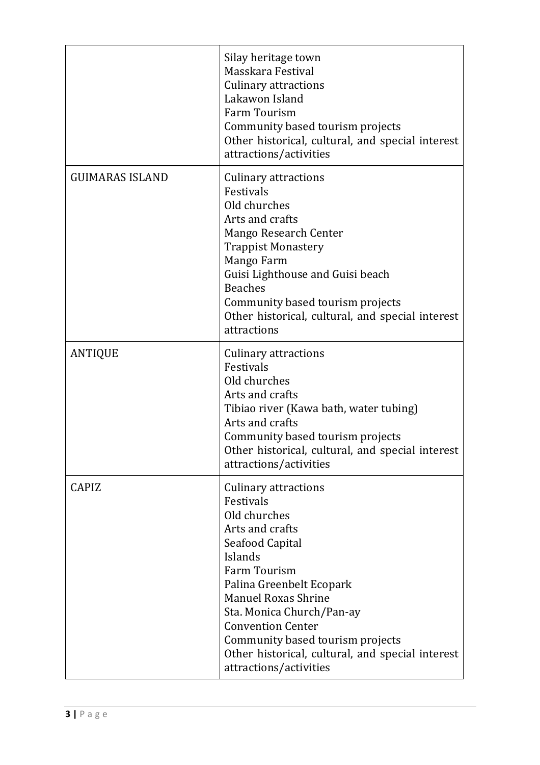| | |
|---|---|
| | Silay heritage town<br>Masskara Festival<br>Culinary attractions<br>Lakawon Island<br>Farm Tourism<br>Community based tourism projects<br>Other historical, cultural, and special interest attractions/activities |
| GUIMARAS ISLAND | Culinary attractions<br>Festivals<br>Old churches<br>Arts and crafts<br>Mango Research Center<br>Trappist Monastery<br>Mango Farm<br>Guisi Lighthouse and Guisi beach<br>Beaches<br>Community based tourism projects<br>Other historical, cultural, and special interest attractions |
| ANTIQUE | Culinary attractions<br>Festivals<br>Old churches<br>Arts and crafts<br>Tibiao river (Kawa bath, water tubing)<br>Arts and crafts<br>Community based tourism projects<br>Other historical, cultural, and special interest attractions/activities |
| CAPIZ | Culinary attractions<br>Festivals<br>Old churches<br>Arts and crafts<br>Seafood Capital<br>Islands<br>Farm Tourism<br>Palina Greenbelt Ecopark<br>Manuel Roxas Shrine<br>Sta. Monica Church/Pan-ay<br>Convention Center<br>Community based tourism projects<br>Other historical, cultural, and special interest attractions/activities |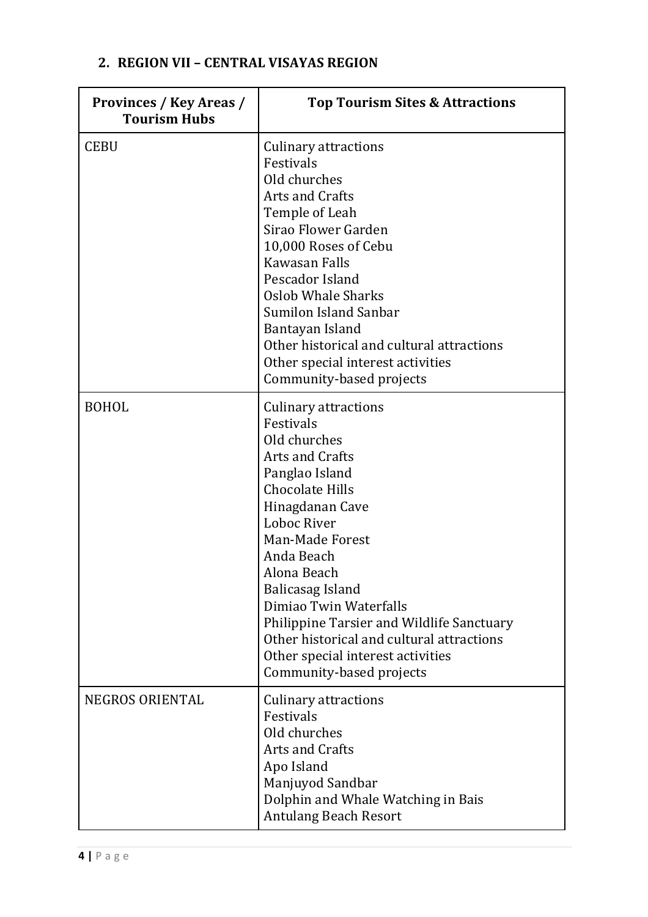## 2. REGION VII – CENTRAL VISAYAS REGION

| Provinces / Key Areas / Tourism Hubs | Top Tourism Sites & Attractions |
|---|---|
| CEBU | Culinary attractions<br>Festivals<br>Old churches<br>Arts and Crafts<br>Temple of Leah<br>Sirao Flower Garden<br>10,000 Roses of Cebu<br>Kawasan Falls<br>Pescador Island<br>Oslob Whale Sharks<br>Sumilon Island Sanbar<br>Bantayan Island<br>Other historical and cultural attractions<br>Other special interest activities<br>Community-based projects |
| BOHOL | Culinary attractions<br>Festivals<br>Old churches<br>Arts and Crafts<br>Panglao Island<br>Chocolate Hills<br>Hinagdanan Cave<br>Loboc River<br>Man-Made Forest<br>Anda Beach<br>Alona Beach<br>Balicasag Island<br>Dimiao Twin Waterfalls<br>Philippine Tarsier and Wildlife Sanctuary<br>Other historical and cultural attractions<br>Other special interest activities<br>Community-based projects |
| NEGROS ORIENTAL | Culinary attractions<br>Festivals<br>Old churches<br>Arts and Crafts<br>Apo Island<br>Manjuyod Sandbar<br>Dolphin and Whale Watching in Bais<br>Antulang Beach Resort |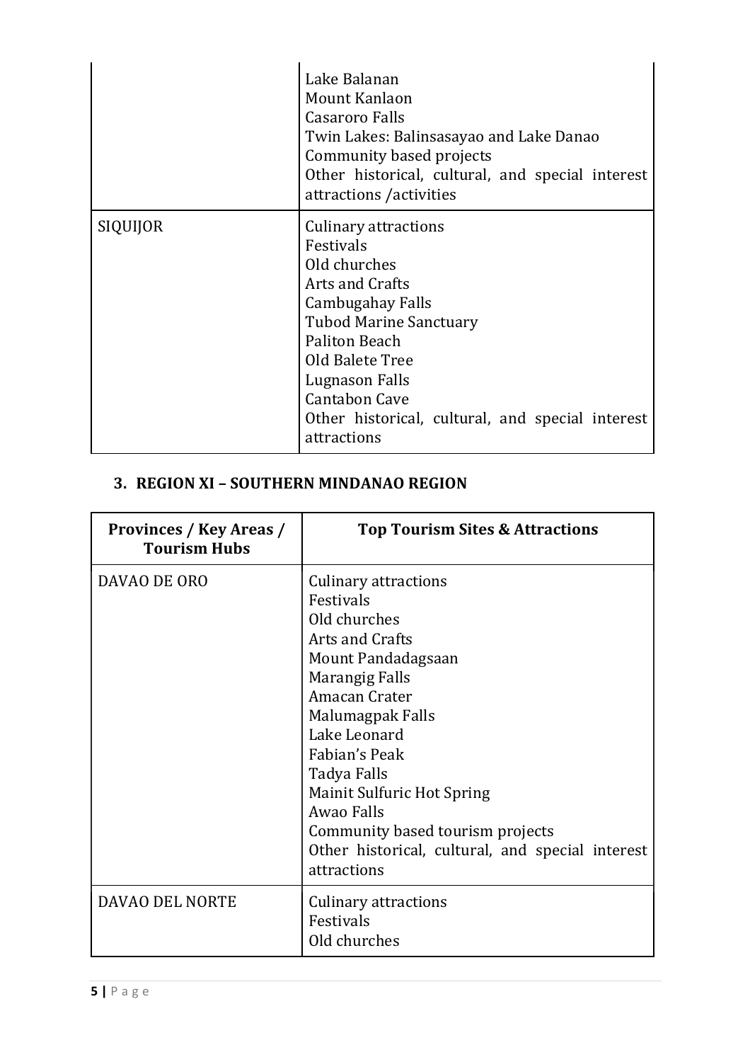| | |
|---|---|
| | Lake Balanan<br>Mount Kanlaon<br>Casaroro Falls<br>Twin Lakes: Balinsasayao and Lake Danao<br>Community based projects<br>Other historical, cultural, and special interest attractions /activities |
| SIQUIJOR | Culinary attractions<br>Festivals<br>Old churches<br>Arts and Crafts<br>Cambugahay Falls<br>Tubod Marine Sanctuary<br>Paliton Beach<br>Old Balete Tree<br>Lugnason Falls<br>Cantabon Cave<br>Other historical, cultural, and special interest attractions |

## 3. REGION XI – SOUTHERN MINDANAO REGION

| Provinces / Key Areas / Tourism Hubs | Top Tourism Sites & Attractions |
|---|---|
| DAVAO DE ORO | Culinary attractions<br>Festivals<br>Old churches<br>Arts and Crafts<br>Mount Pandadagsaan<br>Marangig Falls<br>Amacan Crater<br>Malumagpak Falls<br>Lake Leonard<br>Fabian's Peak<br>Tadya Falls<br>Mainit Sulfuric Hot Spring<br>Awao Falls<br>Community based tourism projects<br>Other historical, cultural, and special interest attractions |
| DAVAO DEL NORTE | Culinary attractions<br>Festivals<br>Old churches |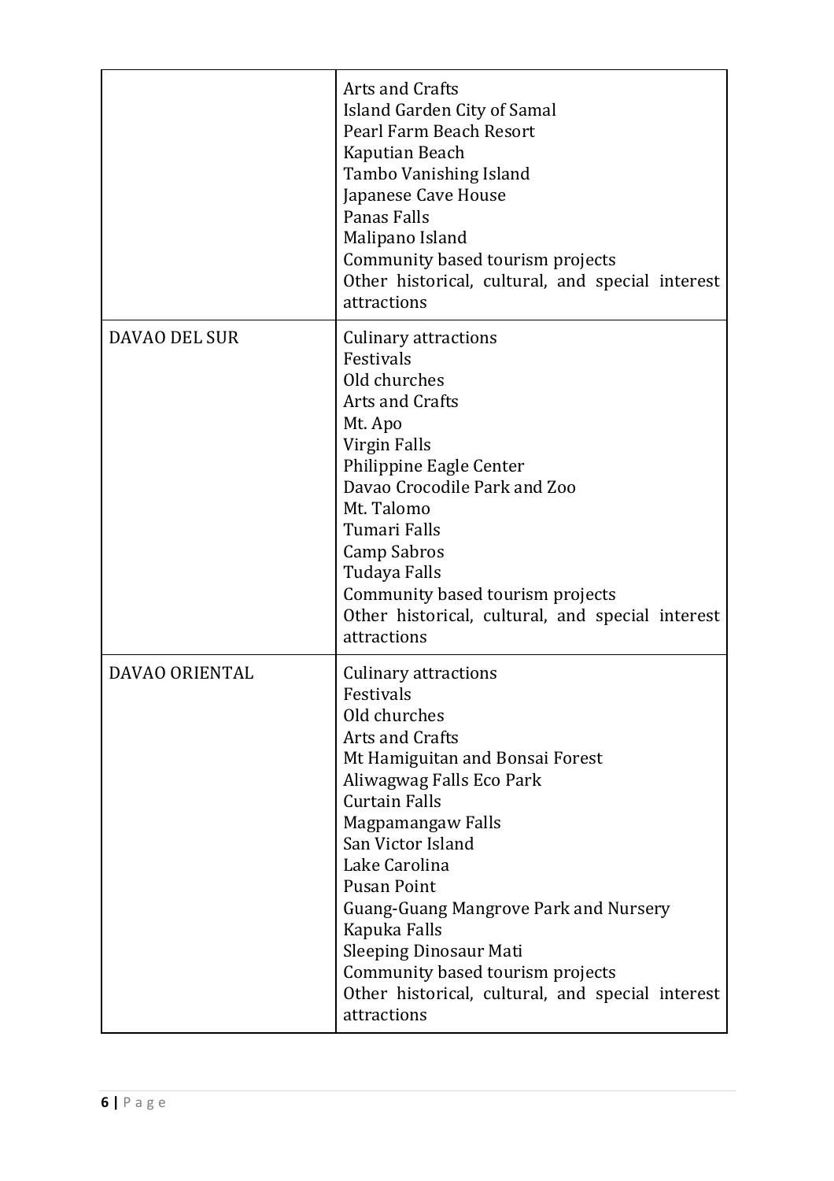| | |
|---|---|
| | Arts and Crafts<br>Island Garden City of Samal<br>Pearl Farm Beach Resort<br>Kaputian Beach<br>Tambo Vanishing Island<br>Japanese Cave House<br>Panas Falls<br>Malipano Island<br>Community based tourism projects<br>Other historical, cultural, and special interest attractions |
| DAVAO DEL SUR | Culinary attractions<br>Festivals<br>Old churches<br>Arts and Crafts<br>Mt. Apo<br>Virgin Falls<br>Philippine Eagle Center<br>Davao Crocodile Park and Zoo<br>Mt. Talomo<br>Tumari Falls<br>Camp Sabros<br>Tudaya Falls<br>Community based tourism projects<br>Other historical, cultural, and special interest attractions |
| DAVAO ORIENTAL | Culinary attractions<br>Festivals<br>Old churches<br>Arts and Crafts<br>Mt Hamiguitan and Bonsai Forest<br>Aliwagwag Falls Eco Park<br>Curtain Falls<br>Magpamangaw Falls<br>San Victor Island<br>Lake Carolina<br>Pusan Point<br>Guang-Guang Mangrove Park and Nursery<br>Kapuka Falls<br>Sleeping Dinosaur Mati<br>Community based tourism projects<br>Other historical, cultural, and special interest attractions |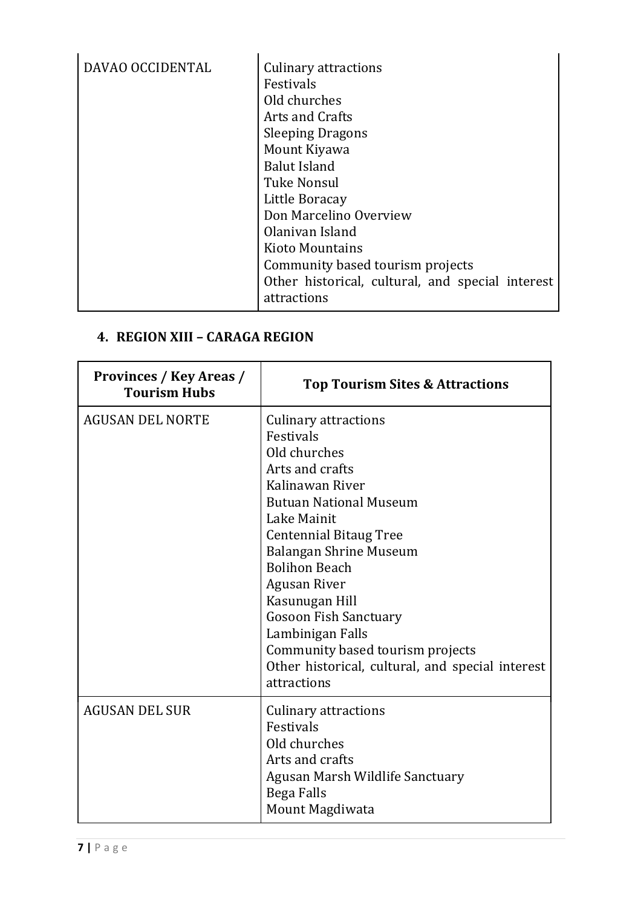| | |
|---|---|
| DAVAO OCCIDENTAL | Culinary attractions<br>Festivals<br>Old churches<br>Arts and Crafts<br>Sleeping Dragons<br>Mount Kiyawa<br>Balut Island<br>Tuke Nonsul<br>Little Boracay<br>Don Marcelino Overview<br>Olanivan Island<br>Kioto Mountains<br>Community based tourism projects<br>Other historical, cultural, and special interest attractions |

## 4. REGION XIII – CARAGA REGION

| Provinces / Key Areas / Tourism Hubs | Top Tourism Sites & Attractions |
|---|---|
| AGUSAN DEL NORTE | Culinary attractions<br>Festivals<br>Old churches<br>Arts and crafts<br>Kalinawan River<br>Butuan National Museum<br>Lake Mainit<br>Centennial Bitaug Tree<br>Balangan Shrine Museum<br>Bolihon Beach<br>Agusan River<br>Kasunugan Hill<br>Gosoon Fish Sanctuary<br>Lambinigan Falls<br>Community based tourism projects<br>Other historical, cultural, and special interest attractions |
| AGUSAN DEL SUR | Culinary attractions<br>Festivals<br>Old churches<br>Arts and crafts<br>Agusan Marsh Wildlife Sanctuary<br>Bega Falls<br>Mount Magdiwata |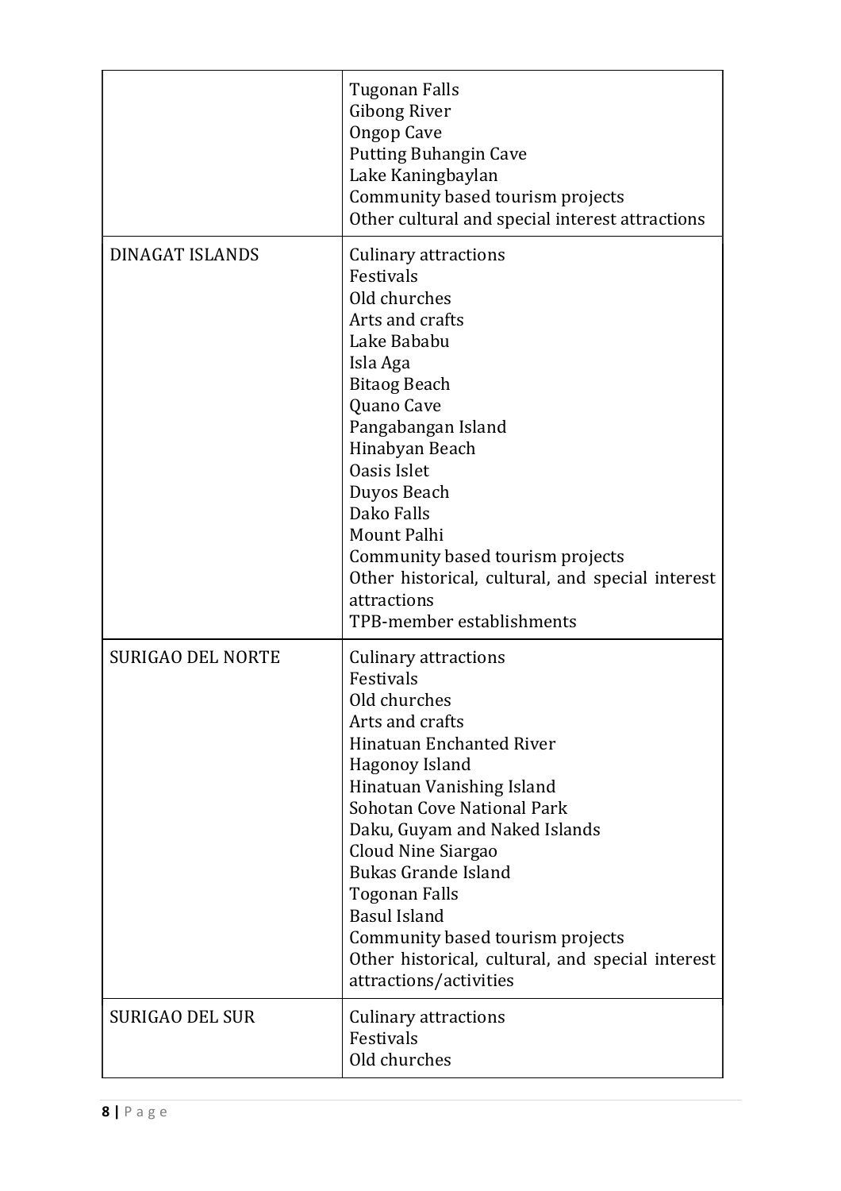| | |
|---|---|
| | Tugonan Falls<br>Gibong River<br>Ongop Cave<br>Putting Buhangin Cave<br>Lake Kaningbaylan<br>Community based tourism projects<br>Other cultural and special interest attractions |
| DINAGAT ISLANDS | Culinary attractions<br>Festivals<br>Old churches<br>Arts and crafts<br>Lake Bababu<br>Isla Aga<br>Bitaog Beach<br>Quano Cave<br>Pangabangan Island<br>Hinabyan Beach<br>Oasis Islet<br>Duyos Beach<br>Dako Falls<br>Mount Palhi<br>Community based tourism projects<br>Other historical, cultural, and special interest attractions<br>TPB-member establishments |
| SURIGAO DEL NORTE | Culinary attractions<br>Festivals<br>Old churches<br>Arts and crafts<br>Hinatuan Enchanted River<br>Hagonoy Island<br>Hinatuan Vanishing Island<br>Sohotan Cove National Park<br>Daku, Guyam and Naked Islands<br>Cloud Nine Siargao<br>Bukas Grande Island<br>Togonan Falls<br>Basul Island<br>Community based tourism projects<br>Other historical, cultural, and special interest attractions/activities |
| SURIGAO DEL SUR | Culinary attractions<br>Festivals<br>Old churches |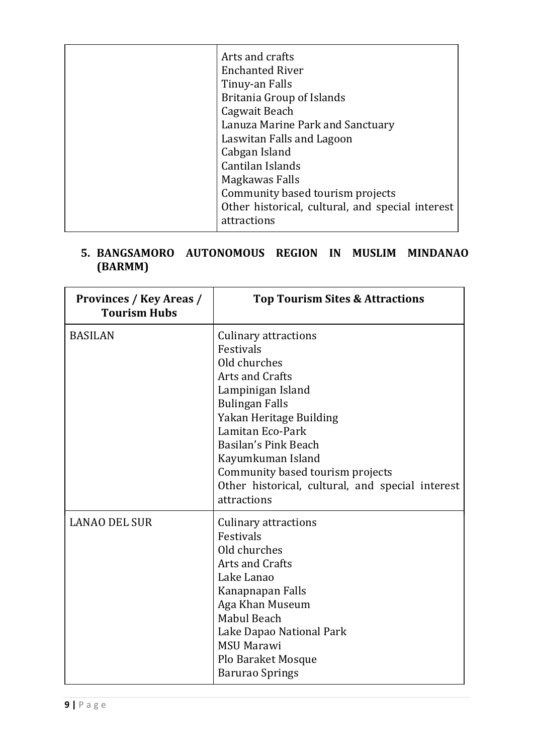| | |
|---|---|
| | Arts and crafts<br>Enchanted River<br>Tinuy-an Falls<br>Britania Group of Islands<br>Cagwait Beach<br>Lanuza Marine Park and Sanctuary<br>Laswitan Falls and Lagoon<br>Cabgan Island<br>Cantilan Islands<br>Magkawas Falls<br>Community based tourism projects<br>Other historical, cultural, and special interest attractions |

## 5. BANGSAMORO AUTONOMOUS REGION IN MUSLIM MINDANAO (BARMM)

| Provinces / Key Areas / Tourism Hubs | Top Tourism Sites & Attractions |
|---|---|
| BASILAN | Culinary attractions<br>Festivals<br>Old churches<br>Arts and Crafts<br>Lampinigan Island<br>Bulingan Falls<br>Yakan Heritage Building<br>Lamitan Eco-Park<br>Basilan's Pink Beach<br>Kayumkuman Island<br>Community based tourism projects<br>Other historical, cultural, and special interest attractions |
| LANAO DEL SUR | Culinary attractions<br>Festivals<br>Old churches<br>Arts and Crafts<br>Lake Lanao<br>Kanapnapan Falls<br>Aga Khan Museum<br>Mabul Beach<br>Lake Dapao National Park<br>MSU Marawi<br>Plo Baraket Mosque<br>Barurao Springs |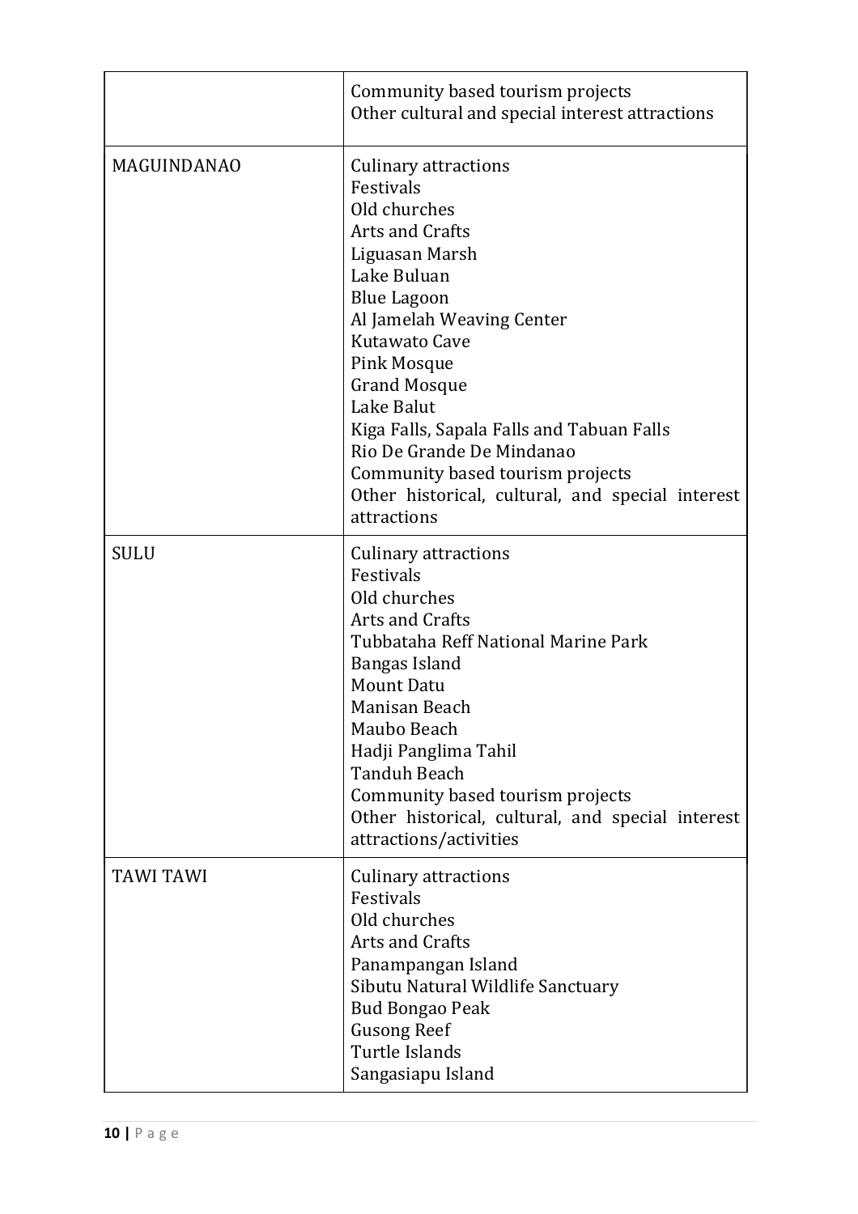| | |
|---|---|
| | Community based tourism projects<br>Other cultural and special interest attractions |
| MAGUINDANAO | Culinary attractions<br>Festivals<br>Old churches<br>Arts and Crafts<br>Liguasan Marsh<br>Lake Buluan<br>Blue Lagoon<br>Al Jamelah Weaving Center<br>Kutawato Cave<br>Pink Mosque<br>Grand Mosque<br>Lake Balut<br>Kiga Falls, Sapala Falls and Tabuan Falls<br>Rio De Grande De Mindanao<br>Community based tourism projects<br>Other historical, cultural, and special interest attractions |
| SULU | Culinary attractions<br>Festivals<br>Old churches<br>Arts and Crafts<br>Tubbataha Reff National Marine Park<br>Bangas Island<br>Mount Datu<br>Manisan Beach<br>Maubo Beach<br>Hadji Panglima Tahil<br>Tanduh Beach<br>Community based tourism projects<br>Other historical, cultural, and special interest attractions/activities |
| TAWI TAWI | Culinary attractions<br>Festivals<br>Old churches<br>Arts and Crafts<br>Panampangan Island<br>Sibutu Natural Wildlife Sanctuary<br>Bud Bongao Peak<br>Gusong Reef<br>Turtle Islands<br>Sangasiapu Island |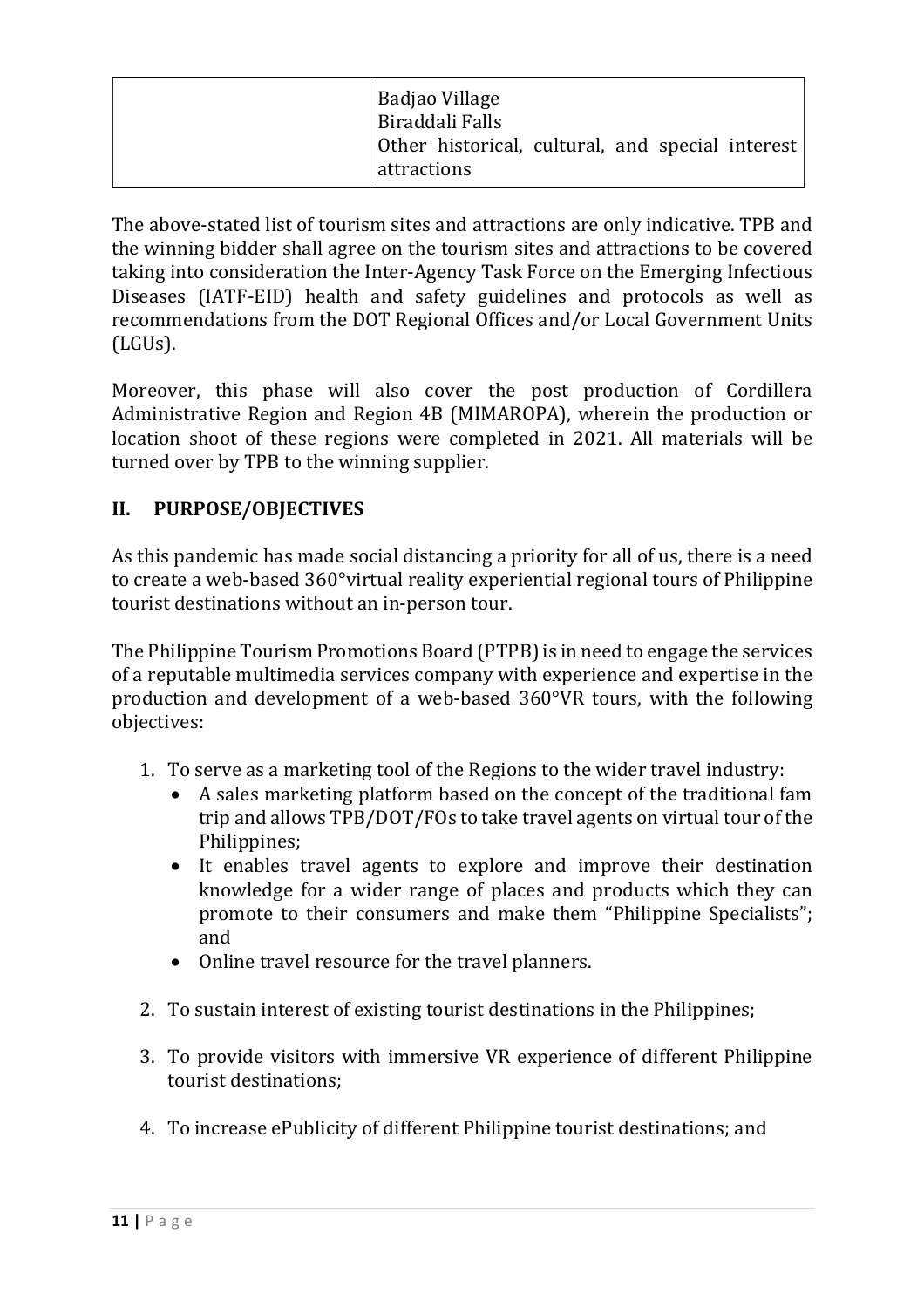| | |
|---|---|
| | Badjao Village<br>Biraddali Falls<br>Other historical, cultural, and special interest attractions |

The above-stated list of tourism sites and attractions are only indicative. TPB and the winning bidder shall agree on the tourism sites and attractions to be covered taking into consideration the Inter-Agency Task Force on the Emerging Infectious Diseases (IATF-EID) health and safety guidelines and protocols as well as recommendations from the DOT Regional Offices and/or Local Government Units (LGUs).

Moreover, this phase will also cover the post production of Cordillera Administrative Region and Region 4B (MIMAROPA), wherein the production or location shoot of these regions were completed in 2021. All materials will be turned over by TPB to the winning supplier.

## II. PURPOSE/OBJECTIVES

As this pandemic has made social distancing a priority for all of us, there is a need to create a web-based 360°virtual reality experiential regional tours of Philippine tourist destinations without an in-person tour.

The Philippine Tourism Promotions Board (PTPB) is in need to engage the services of a reputable multimedia services company with experience and expertise in the production and development of a web-based 360°VR tours, with the following objectives:

1. To serve as a marketing tool of the Regions to the wider travel industry:
   - A sales marketing platform based on the concept of the traditional fam trip and allows TPB/DOT/FOs to take travel agents on virtual tour of the Philippines;
   - It enables travel agents to explore and improve their destination knowledge for a wider range of places and products which they can promote to their consumers and make them "Philippine Specialists"; and
   - Online travel resource for the travel planners.

2. To sustain interest of existing tourist destinations in the Philippines;

3. To provide visitors with immersive VR experience of different Philippine tourist destinations;

4. To increase ePublicity of different Philippine tourist destinations; and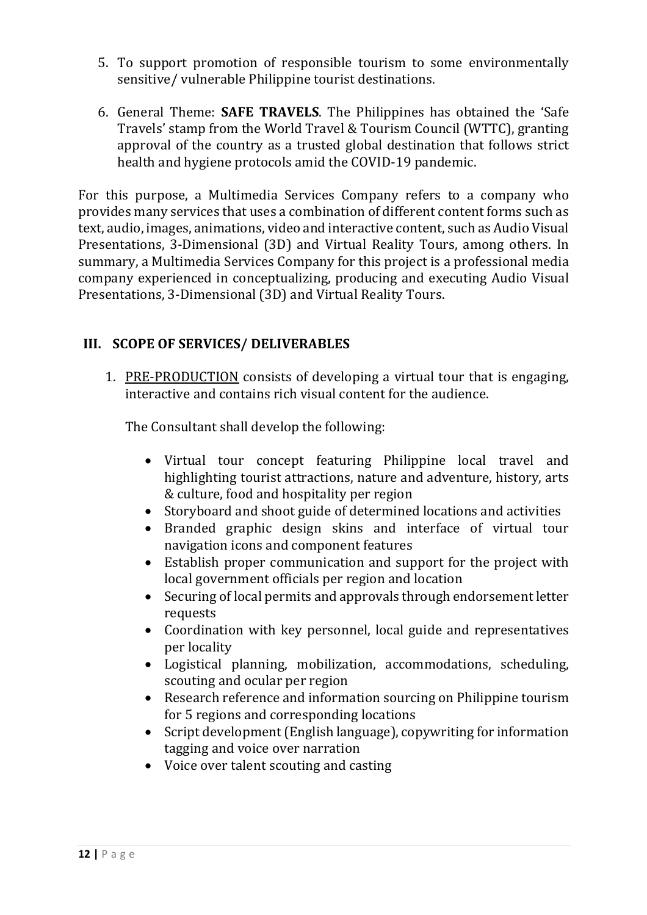5. To support promotion of responsible tourism to some environmentally sensitive/ vulnerable Philippine tourist destinations.

6. General Theme: **SAFE TRAVELS**. The Philippines has obtained the 'Safe Travels' stamp from the World Travel & Tourism Council (WTTC), granting approval of the country as a trusted global destination that follows strict health and hygiene protocols amid the COVID-19 pandemic.

For this purpose, a Multimedia Services Company refers to a company who provides many services that uses a combination of different content forms such as text, audio, images, animations, video and interactive content, such as Audio Visual Presentations, 3-Dimensional (3D) and Virtual Reality Tours, among others. In summary, a Multimedia Services Company for this project is a professional media company experienced in conceptualizing, producing and executing Audio Visual Presentations, 3-Dimensional (3D) and Virtual Reality Tours.

## III. SCOPE OF SERVICES/ DELIVERABLES

1. PRE-PRODUCTION consists of developing a virtual tour that is engaging, interactive and contains rich visual content for the audience.

   The Consultant shall develop the following:

   - Virtual tour concept featuring Philippine local travel and highlighting tourist attractions, nature and adventure, history, arts & culture, food and hospitality per region
   - Storyboard and shoot guide of determined locations and activities
   - Branded graphic design skins and interface of virtual tour navigation icons and component features
   - Establish proper communication and support for the project with local government officials per region and location
   - Securing of local permits and approvals through endorsement letter requests
   - Coordination with key personnel, local guide and representatives per locality
   - Logistical planning, mobilization, accommodations, scheduling, scouting and ocular per region
   - Research reference and information sourcing on Philippine tourism for 5 regions and corresponding locations
   - Script development (English language), copywriting for information tagging and voice over narration
   - Voice over talent scouting and casting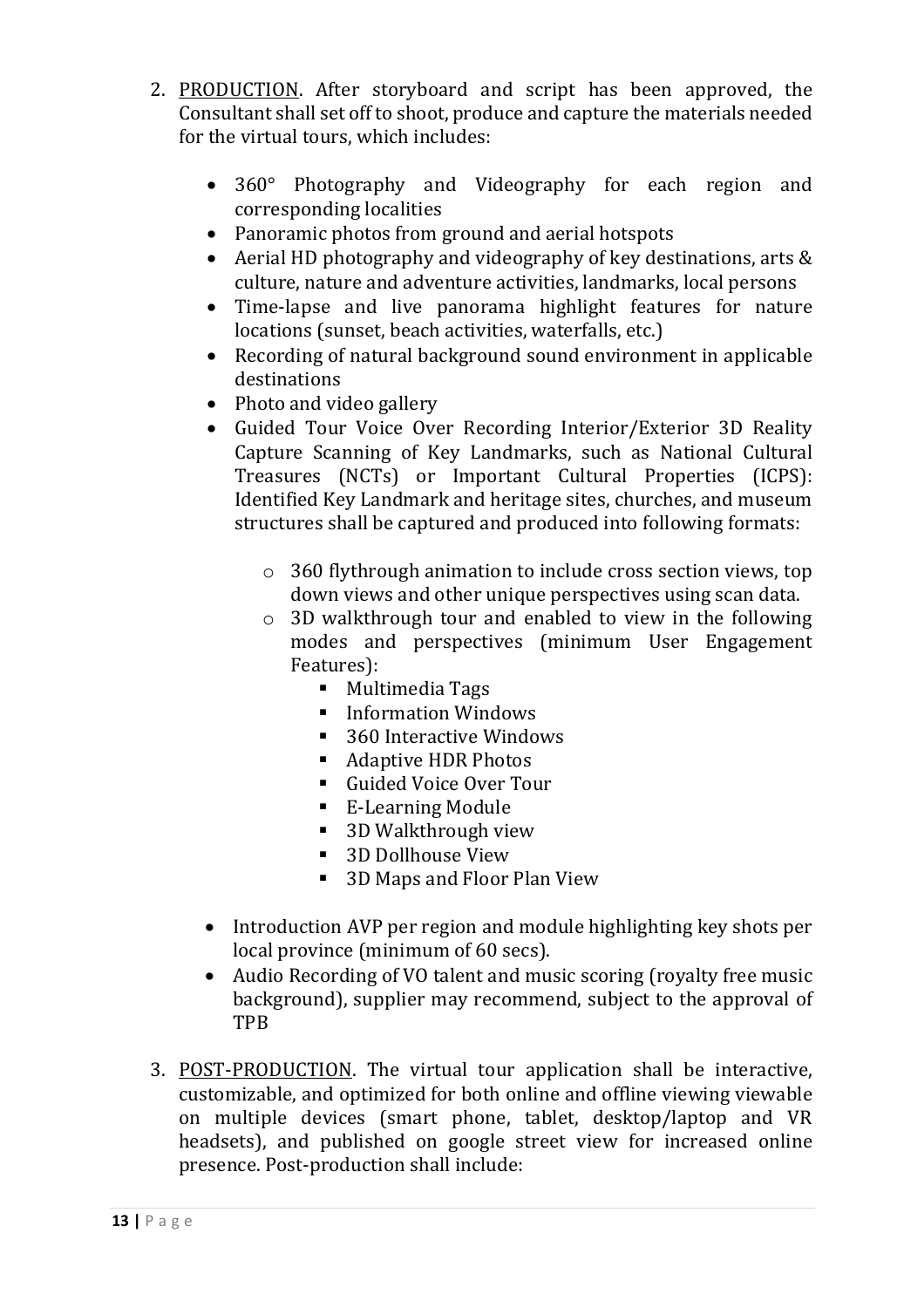2. <u>PRODUCTION</u>. After storyboard and script has been approved, the Consultant shall set off to shoot, produce and capture the materials needed for the virtual tours, which includes:

    - 360° Photography and Videography for each region and corresponding localities
    - Panoramic photos from ground and aerial hotspots
    - Aerial HD photography and videography of key destinations, arts & culture, nature and adventure activities, landmarks, local persons
    - Time-lapse and live panorama highlight features for nature locations (sunset, beach activities, waterfalls, etc.)
    - Recording of natural background sound environment in applicable destinations
    - Photo and video gallery
    - Guided Tour Voice Over Recording Interior/Exterior 3D Reality Capture Scanning of Key Landmarks, such as National Cultural Treasures (NCTs) or Important Cultural Properties (ICPS): Identified Key Landmark and heritage sites, churches, and museum structures shall be captured and produced into following formats:
        - 360 flythrough animation to include cross section views, top down views and other unique perspectives using scan data.
        - 3D walkthrough tour and enabled to view in the following modes and perspectives (minimum User Engagement Features):
            - Multimedia Tags
            - Information Windows
            - 360 Interactive Windows
            - Adaptive HDR Photos
            - Guided Voice Over Tour
            - E-Learning Module
            - 3D Walkthrough view
            - 3D Dollhouse View
            - 3D Maps and Floor Plan View
    - Introduction AVP per region and module highlighting key shots per local province (minimum of 60 secs).
    - Audio Recording of VO talent and music scoring (royalty free music background), supplier may recommend, subject to the approval of TPB

3. <u>POST-PRODUCTION</u>. The virtual tour application shall be interactive, customizable, and optimized for both online and offline viewing viewable on multiple devices (smart phone, tablet, desktop/laptop and VR headsets), and published on google street view for increased online presence. Post-production shall include: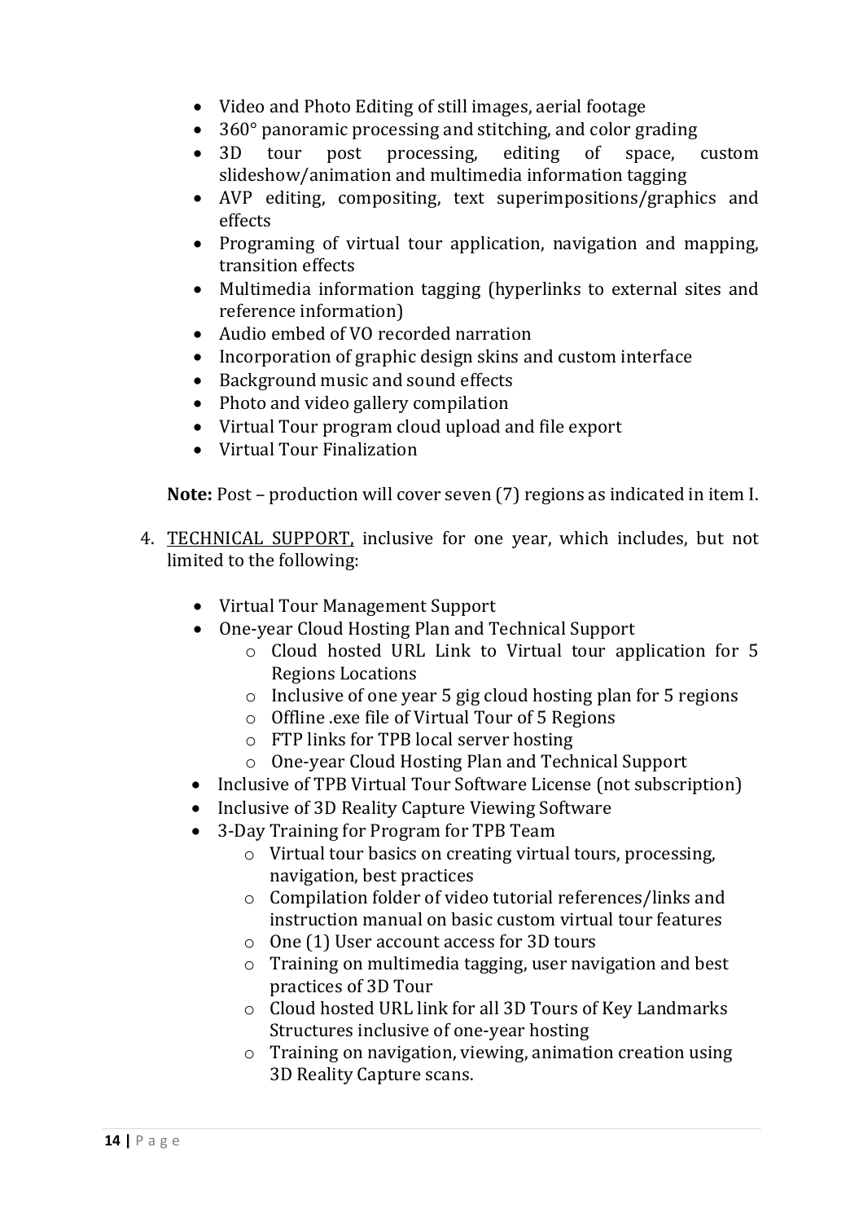- Video and Photo Editing of still images, aerial footage
- 360° panoramic processing and stitching, and color grading
- 3D tour post processing, editing of space, custom slideshow/animation and multimedia information tagging
- AVP editing, compositing, text superimpositions/graphics and effects
- Programing of virtual tour application, navigation and mapping, transition effects
- Multimedia information tagging (hyperlinks to external sites and reference information)
- Audio embed of VO recorded narration
- Incorporation of graphic design skins and custom interface
- Background music and sound effects
- Photo and video gallery compilation
- Virtual Tour program cloud upload and file export
- Virtual Tour Finalization

**Note:** Post – production will cover seven (7) regions as indicated in item I.

4. <u>TECHNICAL SUPPORT,</u> inclusive for one year, which includes, but not limited to the following:

    - Virtual Tour Management Support
    - One-year Cloud Hosting Plan and Technical Support
        - Cloud hosted URL Link to Virtual tour application for 5 Regions Locations
        - Inclusive of one year 5 gig cloud hosting plan for 5 regions
        - Offline .exe file of Virtual Tour of 5 Regions
        - FTP links for TPB local server hosting
        - One-year Cloud Hosting Plan and Technical Support
    - Inclusive of TPB Virtual Tour Software License (not subscription)
    - Inclusive of 3D Reality Capture Viewing Software
    - 3-Day Training for Program for TPB Team
        - Virtual tour basics on creating virtual tours, processing, navigation, best practices
        - Compilation folder of video tutorial references/links and instruction manual on basic custom virtual tour features
        - One (1) User account access for 3D tours
        - Training on multimedia tagging, user navigation and best practices of 3D Tour
        - Cloud hosted URL link for all 3D Tours of Key Landmarks Structures inclusive of one-year hosting
        - Training on navigation, viewing, animation creation using 3D Reality Capture scans.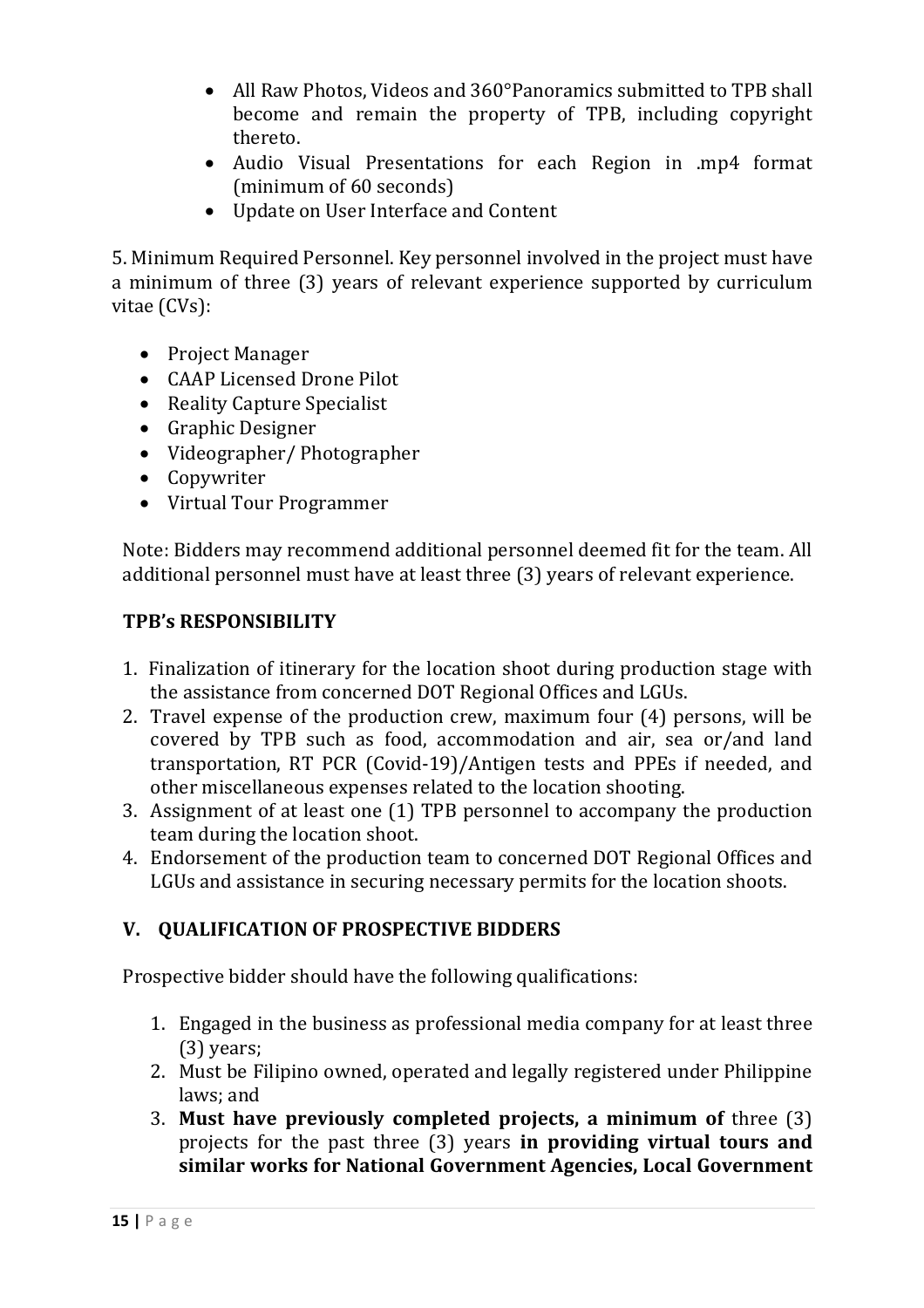- All Raw Photos, Videos and 360°Panoramics submitted to TPB shall become and remain the property of TPB, including copyright thereto.
- Audio Visual Presentations for each Region in .mp4 format (minimum of 60 seconds)
- Update on User Interface and Content

5. Minimum Required Personnel. Key personnel involved in the project must have a minimum of three (3) years of relevant experience supported by curriculum vitae (CVs):

- Project Manager
- CAAP Licensed Drone Pilot
- Reality Capture Specialist
- Graphic Designer
- Videographer/ Photographer
- Copywriter
- Virtual Tour Programmer

Note: Bidders may recommend additional personnel deemed fit for the team. All additional personnel must have at least three (3) years of relevant experience.

**TPB's RESPONSIBILITY**

1. Finalization of itinerary for the location shoot during production stage with the assistance from concerned DOT Regional Offices and LGUs.
2. Travel expense of the production crew, maximum four (4) persons, will be covered by TPB such as food, accommodation and air, sea or/and land transportation, RT PCR (Covid-19)/Antigen tests and PPEs if needed, and other miscellaneous expenses related to the location shooting.
3. Assignment of at least one (1) TPB personnel to accompany the production team during the location shoot.
4. Endorsement of the production team to concerned DOT Regional Offices and LGUs and assistance in securing necessary permits for the location shoots.

## V. QUALIFICATION OF PROSPECTIVE BIDDERS

Prospective bidder should have the following qualifications:

1. Engaged in the business as professional media company for at least three (3) years;
2. Must be Filipino owned, operated and legally registered under Philippine laws; and
3. **Must have previously completed projects, a minimum of** three (3) projects for the past three (3) years **in providing virtual tours and similar works for National Government Agencies, Local Government**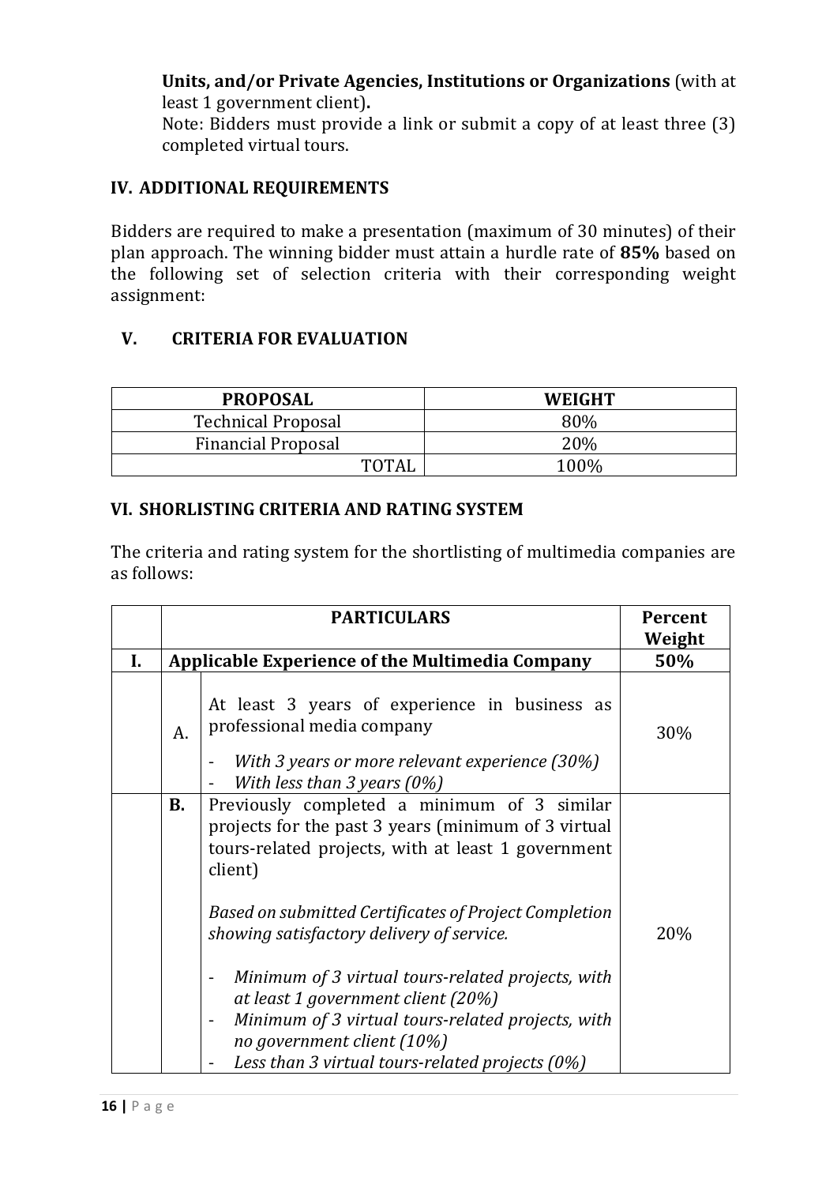**Units, and/or Private Agencies, Institutions or Organizations** (with at least 1 government client)**.**
Note: Bidders must provide a link or submit a copy of at least three (3) completed virtual tours.

## IV. ADDITIONAL REQUIREMENTS

Bidders are required to make a presentation (maximum of 30 minutes) of their plan approach. The winning bidder must attain a hurdle rate of **85%** based on the following set of selection criteria with their corresponding weight assignment:

## V. CRITERIA FOR EVALUATION

| PROPOSAL | WEIGHT |
|---|---|
| Technical Proposal | 80% |
| Financial Proposal | 20% |
| TOTAL | 100% |

## VI. SHORLISTING CRITERIA AND RATING SYSTEM

The criteria and rating system for the shortlisting of multimedia companies are as follows:

| | | PARTICULARS | Percent Weight |
|---|---|---|---|
| **I.** | **Applicable Experience of the Multimedia Company** | | **50%** |
| | A. | At least 3 years of experience in business as professional media company<br>- *With 3 years or more relevant experience (30%)*<br>- *With less than 3 years (0%)* | 30% |
| | **B.** | Previously completed a minimum of 3 similar projects for the past 3 years (minimum of 3 virtual tours-related projects, with at least 1 government client)<br><br>*Based on submitted Certificates of Project Completion showing satisfactory delivery of service.*<br><br>- *Minimum of 3 virtual tours-related projects, with at least 1 government client (20%)*<br>- *Minimum of 3 virtual tours-related projects, with no government client (10%)*<br>- *Less than 3 virtual tours-related projects (0%)* | 20% |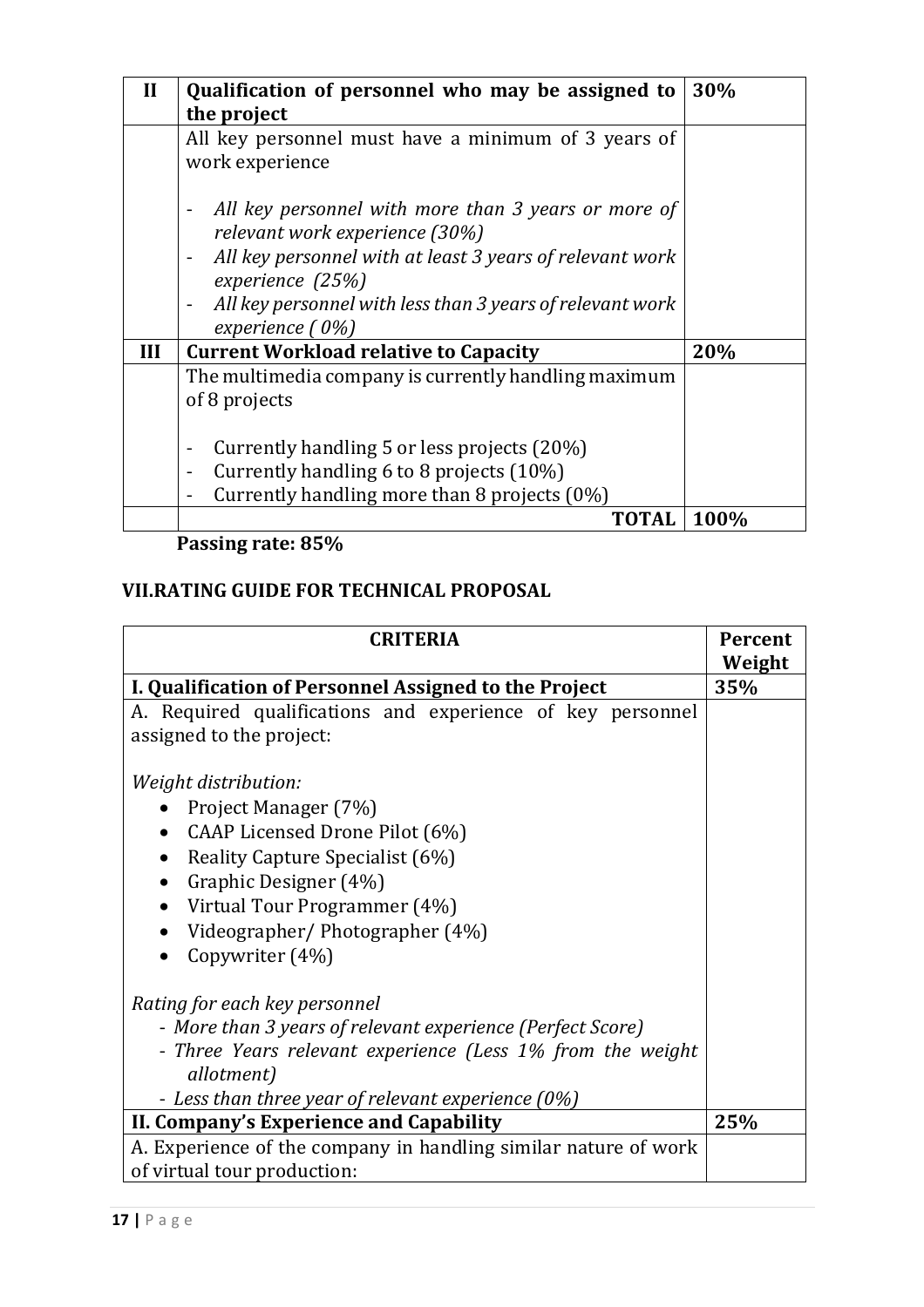| II | Qualification of personnel who may be assigned to the project | 30% |
|---|---|---|
| | All key personnel must have a minimum of 3 years of work experience<br><br>- *All key personnel with more than 3 years or more of relevant work experience (30%)*<br>- *All key personnel with at least 3 years of relevant work experience (25%)*<br>- *All key personnel with less than 3 years of relevant work experience ( 0%)* | |
| **III** | **Current Workload relative to Capacity** | **20%** |
| | The multimedia company is currently handling maximum of 8 projects<br><br>- Currently handling 5 or less projects (20%)<br>- Currently handling 6 to 8 projects (10%)<br>- Currently handling more than 8 projects (0%) | |
| | **TOTAL** | **100%** |

**Passing rate: 85%**

## VII.RATING GUIDE FOR TECHNICAL PROPOSAL

| CRITERIA | Percent Weight |
|---|---|
| **I. Qualification of Personnel Assigned to the Project** | **35%** |
| A. Required qualifications and experience of key personnel assigned to the project:<br><br>*Weight distribution:*<br>• Project Manager (7%)<br>• CAAP Licensed Drone Pilot (6%)<br>• Reality Capture Specialist (6%)<br>• Graphic Designer (4%)<br>• Virtual Tour Programmer (4%)<br>• Videographer/ Photographer (4%)<br>• Copywriter (4%)<br><br>*Rating for each key personnel*<br>*- More than 3 years of relevant experience (Perfect Score)*<br>*- Three Years relevant experience (Less 1% from the weight allotment)*<br>*- Less than three year of relevant experience (0%)* | |
| **II. Company's Experience and Capability** | **25%** |
| A. Experience of the company in handling similar nature of work of virtual tour production: | |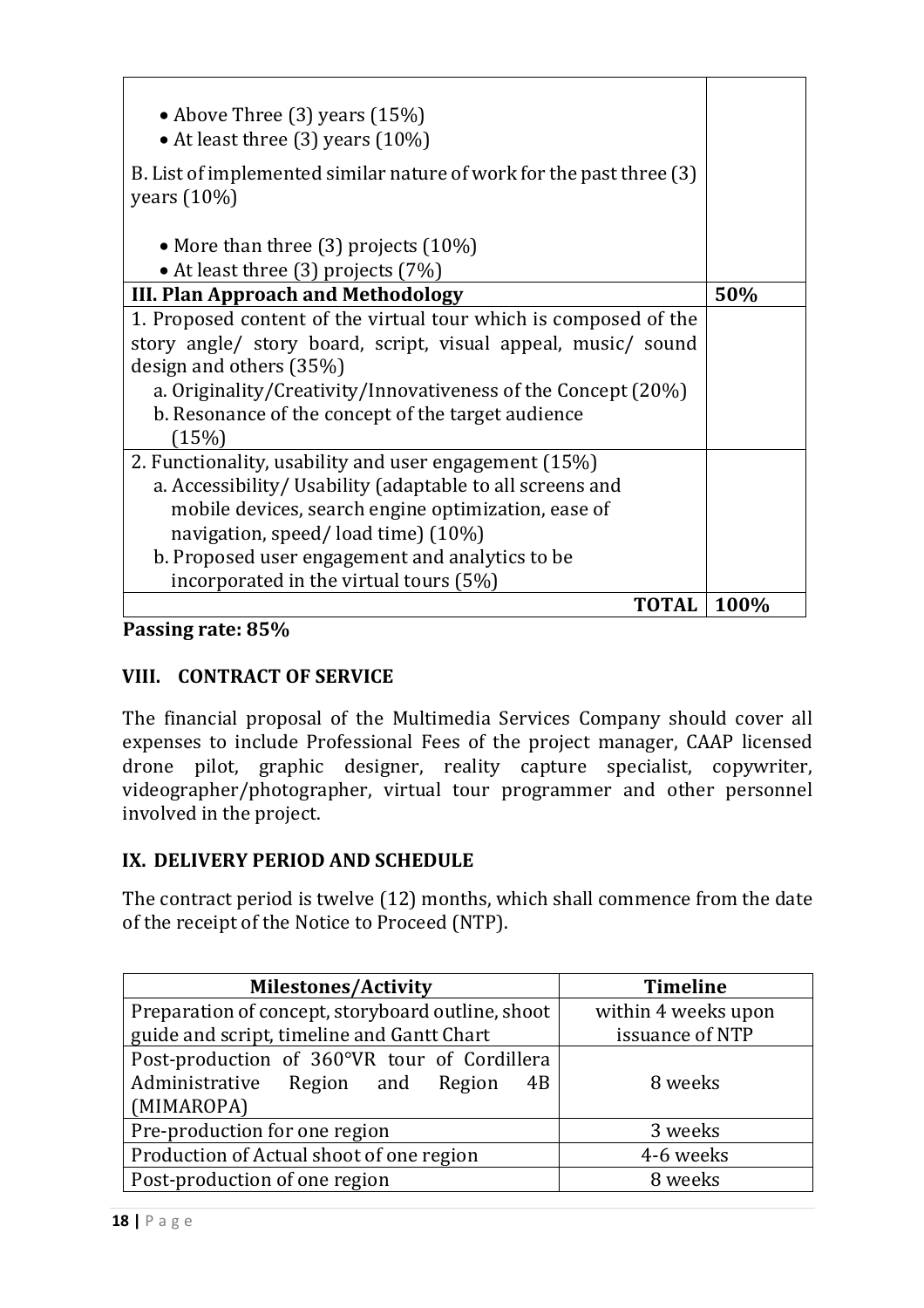| | |
|---|---|
| • Above Three (3) years (15%)<br>• At least three (3) years (10%)<br><br>B. List of implemented similar nature of work for the past three (3) years (10%)<br><br>• More than three (3) projects (10%)<br>• At least three (3) projects (7%) | |
| **III. Plan Approach and Methodology** | **50%** |
| 1. Proposed content of the virtual tour which is composed of the story angle/ story board, script, visual appeal, music/ sound design and others (35%)<br>a. Originality/Creativity/Innovativeness of the Concept (20%)<br>b. Resonance of the concept of the target audience (15%) | |
| 2. Functionality, usability and user engagement (15%)<br>a. Accessibility/ Usability (adaptable to all screens and mobile devices, search engine optimization, ease of navigation, speed/ load time) (10%)<br>b. Proposed user engagement and analytics to be incorporated in the virtual tours (5%) | |
| **TOTAL** | **100%** |

**Passing rate: 85%**

## VIII. CONTRACT OF SERVICE

The financial proposal of the Multimedia Services Company should cover all expenses to include Professional Fees of the project manager, CAAP licensed drone pilot, graphic designer, reality capture specialist, copywriter, videographer/photographer, virtual tour programmer and other personnel involved in the project.

## IX. DELIVERY PERIOD AND SCHEDULE

The contract period is twelve (12) months, which shall commence from the date of the receipt of the Notice to Proceed (NTP).

| Milestones/Activity | Timeline |
|---|---|
| Preparation of concept, storyboard outline, shoot guide and script, timeline and Gantt Chart | within 4 weeks upon issuance of NTP |
| Post-production of 360°VR tour of Cordillera Administrative Region and Region 4B (MIMAROPA) | 8 weeks |
| Pre-production for one region | 3 weeks |
| Production of Actual shoot of one region | 4-6 weeks |
| Post-production of one region | 8 weeks |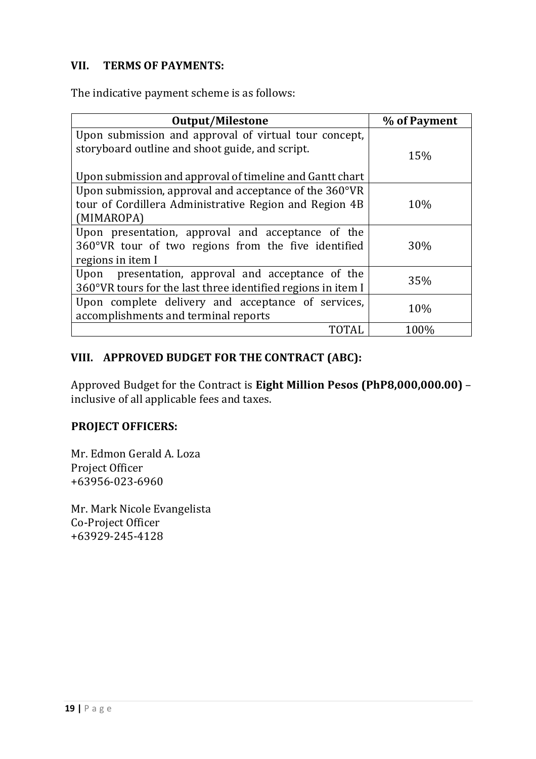## VII. TERMS OF PAYMENTS:

The indicative payment scheme is as follows:

| Output/Milestone | % of Payment |
|---|---|
| Upon submission and approval of virtual tour concept, storyboard outline and shoot guide, and script.<br><br>Upon submission and approval of timeline and Gantt chart | 15% |
| Upon submission, approval and acceptance of the 360°VR tour of Cordillera Administrative Region and Region 4B (MIMAROPA) | 10% |
| Upon presentation, approval and acceptance of the 360°VR tour of two regions from the five identified regions in item I | 30% |
| Upon presentation, approval and acceptance of the 360°VR tours for the last three identified regions in item I | 35% |
| Upon complete delivery and acceptance of services, accomplishments and terminal reports | 10% |
| TOTAL | 100% |

## VIII. APPROVED BUDGET FOR THE CONTRACT (ABC):

Approved Budget for the Contract is **Eight Million Pesos (PhP8,000,000.00)** – inclusive of all applicable fees and taxes.

**PROJECT OFFICERS:**

Mr. Edmon Gerald A. Loza
Project Officer
+63956-023-6960

Mr. Mark Nicole Evangelista
Co-Project Officer
+63929-245-4128